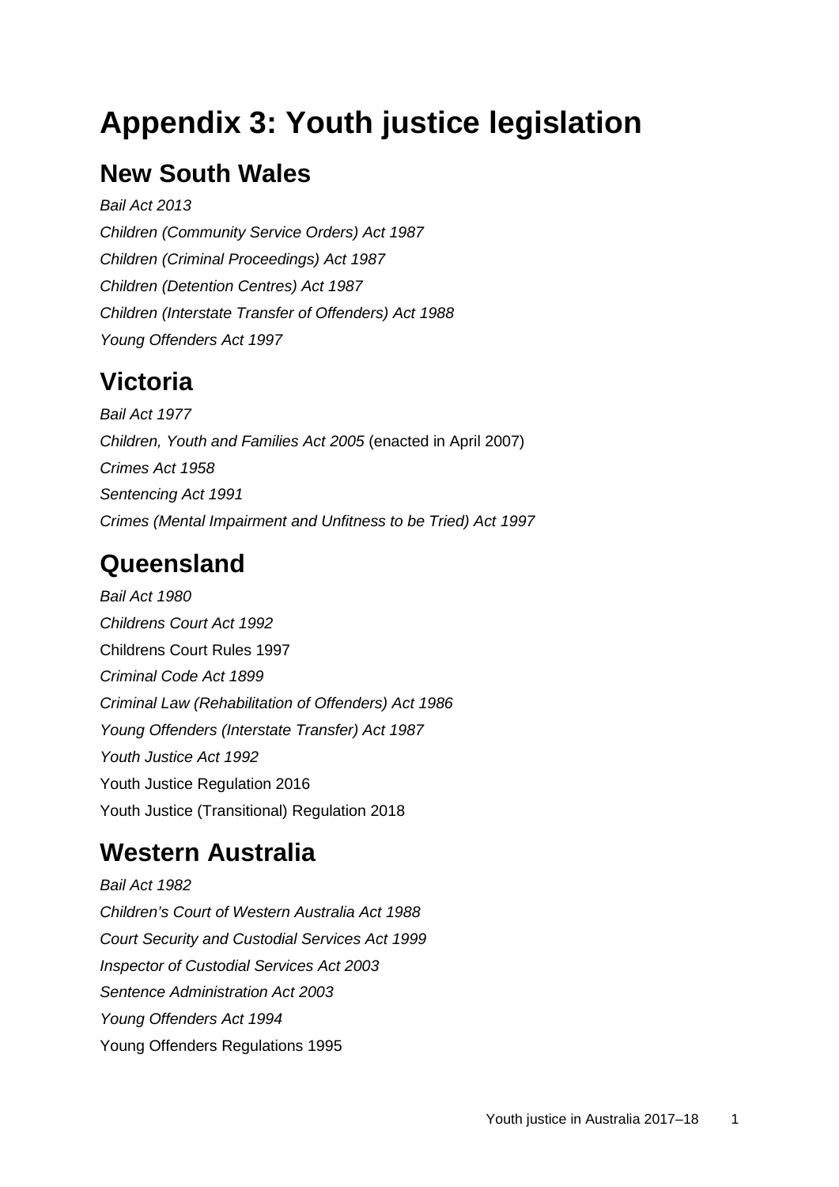# Appendix 3: Youth justice legislation

## New South Wales

*Bail Act 2013*

*Children (Community Service Orders) Act 1987*

*Children (Criminal Proceedings) Act 1987*

*Children (Detention Centres) Act 1987*

*Children (Interstate Transfer of Offenders) Act 1988*

*Young Offenders Act 1997*

## Victoria

*Bail Act 1977*

*Children, Youth and Families Act 2005* (enacted in April 2007)

*Crimes Act 1958*

*Sentencing Act 1991*

*Crimes (Mental Impairment and Unfitness to be Tried) Act 1997*

## Queensland

*Bail Act 1980*

*Childrens Court Act 1992*

Childrens Court Rules 1997

*Criminal Code Act 1899*

*Criminal Law (Rehabilitation of Offenders) Act 1986*

*Young Offenders (Interstate Transfer) Act 1987*

*Youth Justice Act 1992*

Youth Justice Regulation 2016

Youth Justice (Transitional) Regulation 2018

## Western Australia

*Bail Act 1982*

*Children's Court of Western Australia Act 1988*

*Court Security and Custodial Services Act 1999*

*Inspector of Custodial Services Act 2003*

*Sentence Administration Act 2003*

*Young Offenders Act 1994*

Young Offenders Regulations 1995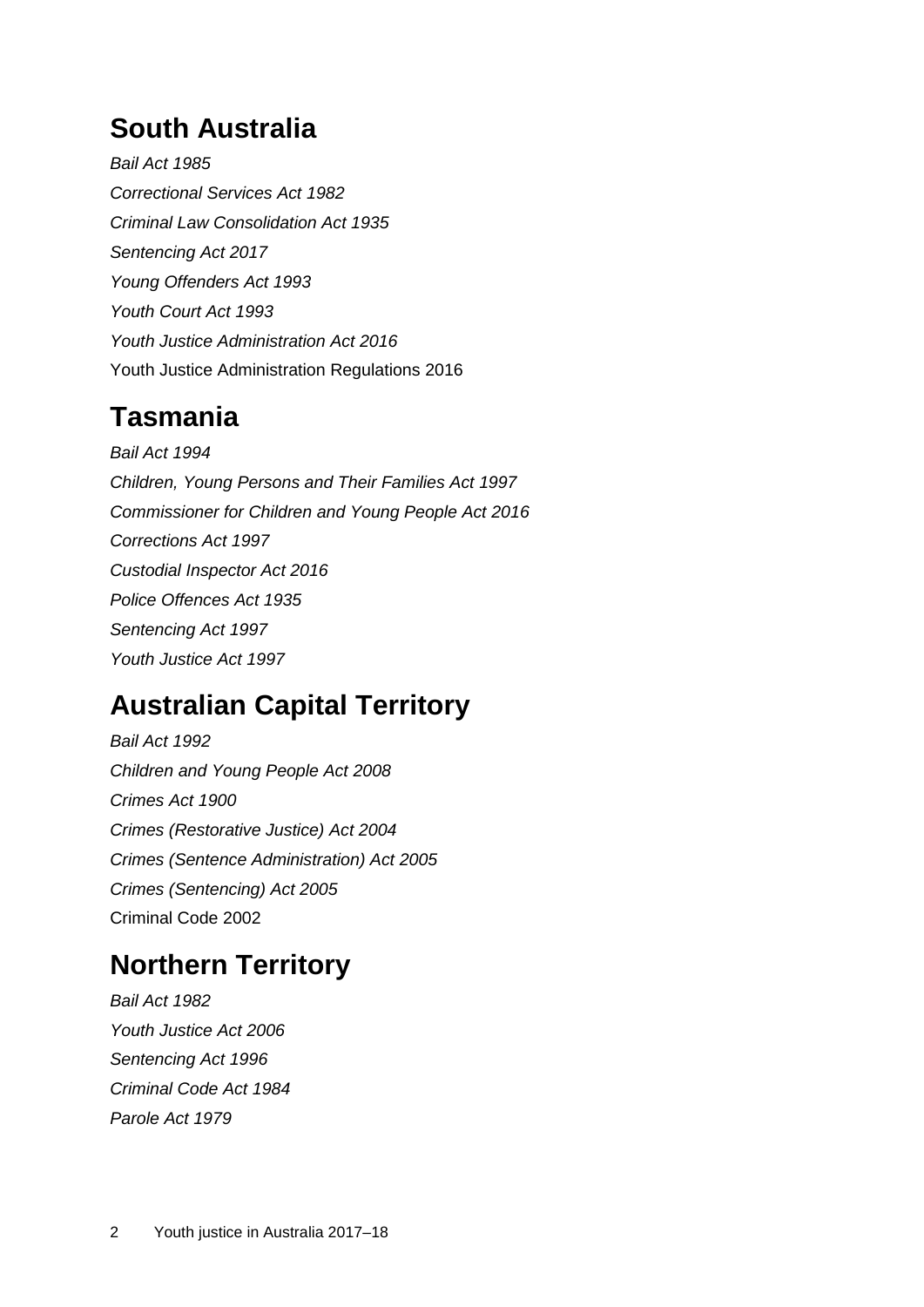## South Australia

*Bail Act 1985*

*Correctional Services Act 1982*

*Criminal Law Consolidation Act 1935*

*Sentencing Act 2017*

*Young Offenders Act 1993*

*Youth Court Act 1993*

*Youth Justice Administration Act 2016*

Youth Justice Administration Regulations 2016

## Tasmania

*Bail Act 1994*

*Children, Young Persons and Their Families Act 1997*

*Commissioner for Children and Young People Act 2016*

*Corrections Act 1997*

*Custodial Inspector Act 2016*

*Police Offences Act 1935*

*Sentencing Act 1997*

*Youth Justice Act 1997*

## Australian Capital Territory

*Bail Act 1992*

*Children and Young People Act 2008*

*Crimes Act 1900*

*Crimes (Restorative Justice) Act 2004*

*Crimes (Sentence Administration) Act 2005*

*Crimes (Sentencing) Act 2005*

Criminal Code 2002

## Northern Territory

*Bail Act 1982*

*Youth Justice Act 2006*

*Sentencing Act 1996*

*Criminal Code Act 1984*

*Parole Act 1979*